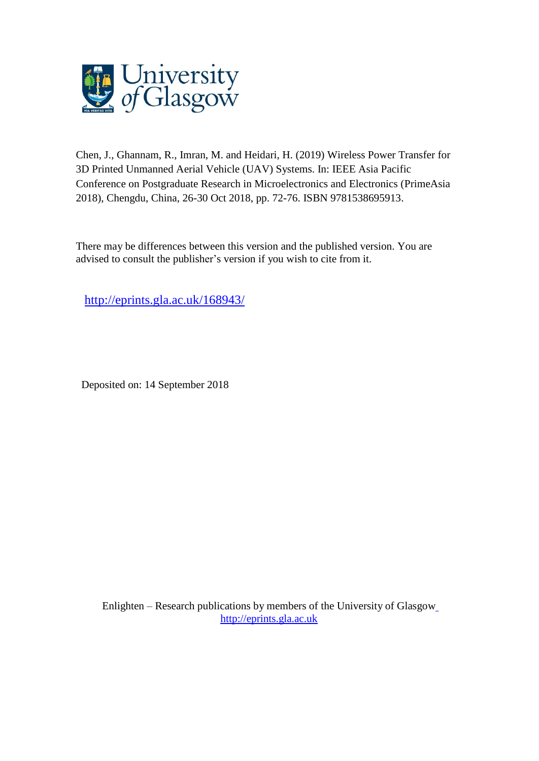Chen, J., Ghannam, R., Imran, M. and Heidari, H. (2019) Wireless Power Transfer for 3D Printed Unmanned Aerial Vehicle (UAV) Systems. In: IEEE Asia Pacific Conference on Postgraduate Research in Microelectronics and Electronics (PrimeAsia 2018), Chengdu, China, 26-30 Oct 2018, pp. 72-76. ISBN 9781538695913.

There may be differences between this version and the published version. You are advised to consult the publisher's version if you wish to cite from it.

http://eprints.gla.ac.uk/168943/

Deposited on: 14 September 2018

Enlighten – Research publications by members of the University of Glasgow
http://eprints.gla.ac.uk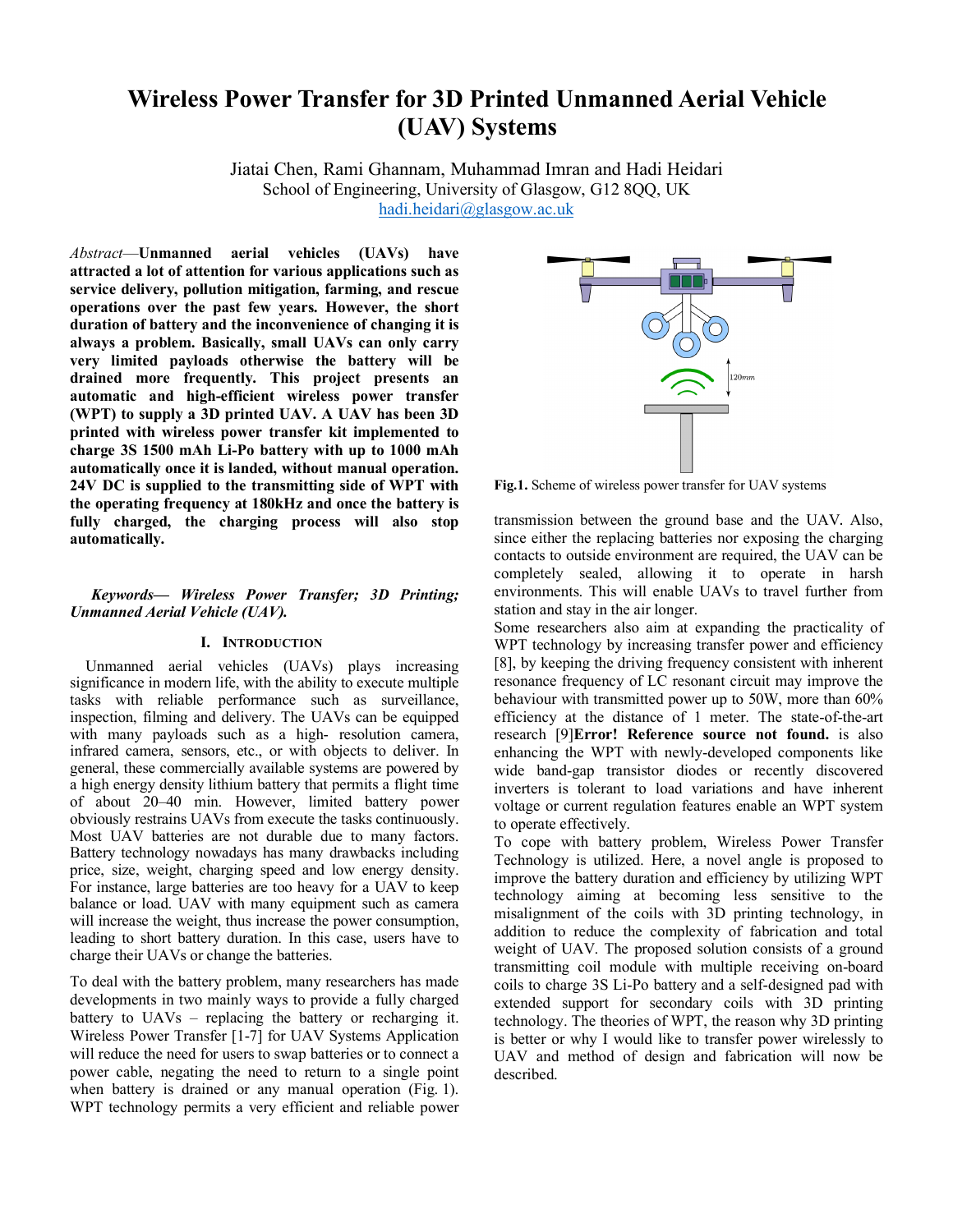# Wireless Power Transfer for 3D Printed Unmanned Aerial Vehicle (UAV) Systems

Jiatai Chen, Rami Ghannam, Muhammad Imran and Hadi Heidari
School of Engineering, University of Glasgow, G12 8QQ, UK
hadi.heidari@glasgow.ac.uk

*Abstract*—**Unmanned aerial vehicles (UAVs) have attracted a lot of attention for various applications such as service delivery, pollution mitigation, farming, and rescue operations over the past few years. However, the short duration of battery and the inconvenience of changing it is always a problem. Basically, small UAVs can only carry very limited payloads otherwise the battery will be drained more frequently. This project presents an automatic and high-efficient wireless power transfer (WPT) to supply a 3D printed UAV. A UAV has been 3D printed with wireless power transfer kit implemented to charge 3S 1500 mAh Li-Po battery with up to 1000 mAh automatically once it is landed, without manual operation. 24V DC is supplied to the transmitting side of WPT with the operating frequency at 180kHz and once the battery is fully charged, the charging process will also stop automatically.**

***Keywords— Wireless Power Transfer; 3D Printing; Unmanned Aerial Vehicle (UAV).***

## I. Introduction

Unmanned aerial vehicles (UAVs) plays increasing significance in modern life, with the ability to execute multiple tasks with reliable performance such as surveillance, inspection, filming and delivery. The UAVs can be equipped with many payloads such as a high- resolution camera, infrared camera, sensors, etc., or with objects to deliver. In general, these commercially available systems are powered by a high energy density lithium battery that permits a flight time of about 20–40 min. However, limited battery power obviously restrains UAVs from execute the tasks continuously. Most UAV batteries are not durable due to many factors. Battery technology nowadays has many drawbacks including price, size, weight, charging speed and low energy density. For instance, large batteries are too heavy for a UAV to keep balance or load. UAV with many equipment such as camera will increase the weight, thus increase the power consumption, leading to short battery duration. In this case, users have to charge their UAVs or change the batteries.

To deal with the battery problem, many researchers has made developments in two mainly ways to provide a fully charged battery to UAVs – replacing the battery or recharging it. Wireless Power Transfer [1-7] for UAV Systems Application will reduce the need for users to swap batteries or to connect a power cable, negating the need to return to a single point when battery is drained or any manual operation (Fig. 1). WPT technology permits a very efficient and reliable power transmission between the ground base and the UAV. Also, since either the replacing batteries nor exposing the charging contacts to outside environment are required, the UAV can be completely sealed, allowing it to operate in harsh environments. This will enable UAVs to travel further from station and stay in the air longer.

**Fig.1.** Scheme of wireless power transfer for UAV systems

Some researchers also aim at expanding the practicality of WPT technology by increasing transfer power and efficiency [8], by keeping the driving frequency consistent with inherent resonance frequency of LC resonant circuit may improve the behaviour with transmitted power up to 50W, more than 60% efficiency at the distance of 1 meter. The state-of-the-art research [9]**Error! Reference source not found.** is also enhancing the WPT with newly-developed components like wide band-gap transistor diodes or recently discovered inverters is tolerant to load variations and have inherent voltage or current regulation features enable an WPT system to operate effectively.

To cope with battery problem, Wireless Power Transfer Technology is utilized. Here, a novel angle is proposed to improve the battery duration and efficiency by utilizing WPT technology aiming at becoming less sensitive to the misalignment of the coils with 3D printing technology, in addition to reduce the complexity of fabrication and total weight of UAV. The proposed solution consists of a ground transmitting coil module with multiple receiving on-board coils to charge 3S Li-Po battery and a self-designed pad with extended support for secondary coils with 3D printing technology. The theories of WPT, the reason why 3D printing is better or why I would like to transfer power wirelessly to UAV and method of design and fabrication will now be described.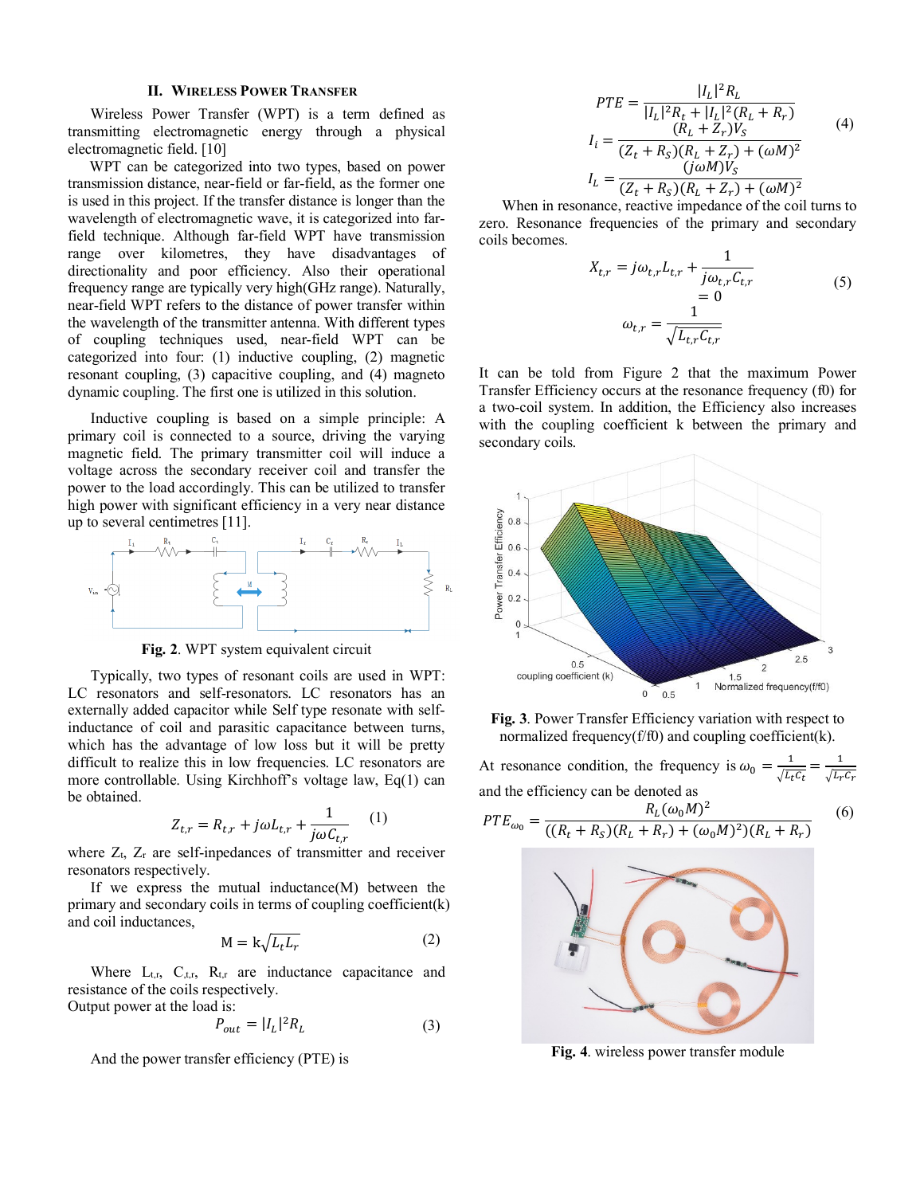## II. Wireless Power Transfer

Wireless Power Transfer (WPT) is a term defined as transmitting electromagnetic energy through a physical electromagnetic field. [10]

WPT can be categorized into two types, based on power transmission distance, near-field or far-field, as the former one is used in this project. If the transfer distance is longer than the wavelength of electromagnetic wave, it is categorized into far-field technique. Although far-field WPT have transmission range over kilometres, they have disadvantages of directionality and poor efficiency. Also their operational frequency range are typically very high(GHz range). Naturally, near-field WPT refers to the distance of power transfer within the wavelength of the transmitter antenna. With different types of coupling techniques used, near-field WPT can be categorized into four: (1) inductive coupling, (2) magnetic resonant coupling, (3) capacitive coupling, and (4) magneto dynamic coupling. The first one is utilized in this solution.

Inductive coupling is based on a simple principle: A primary coil is connected to a source, driving the varying magnetic field. The primary transmitter coil will induce a voltage across the secondary receiver coil and transfer the power to the load accordingly. This can be utilized to transfer high power with significant efficiency in a very near distance up to several centimetres [11].

**Fig. 2**. WPT system equivalent circuit

Typically, two types of resonant coils are used in WPT: LC resonators and self-resonators. LC resonators has an externally added capacitor while Self type resonate with self-inductance of coil and parasitic capacitance between turns, which has the advantage of low loss but it will be pretty difficult to realize this in low frequencies. LC resonators are more controllable. Using Kirchhoff's voltage law, Eq(1) can be obtained.

$$Z_{t,r} = R_{t,r} + j\omega L_{t,r} + \frac{1}{j\omega C_{t,r}} \quad (1)$$

where $Z_t$, $Z_r$ are self-inpedances of transmitter and receiver resonators respectively.

If we express the mutual inductance(M) between the primary and secondary coils in terms of coupling coefficient(k) and coil inductances,

$$M = k\sqrt{L_t L_r} \quad (2)$$

Where $L_{t,r}$, $C_{t,r}$, $R_{t,r}$ are inductance capacitance and resistance of the coils respectively.

Output power at the load is:

$$P_{out} = |I_L|^2 R_L \quad (3)$$

And the power transfer efficiency (PTE) is

$$PTE = \frac{|I_L|^2 R_L}{|I_L|^2 R_t + |I_L|^2 (R_L + R_r)}$$
$$I_i = \frac{(R_L + Z_r)V_S}{(Z_t + R_S)(R_L + Z_r) + (\omega M)^2} \quad (4)$$
$$I_L = \frac{(j\omega M)V_S}{(Z_t + R_S)(R_L + Z_r) + (\omega M)^2}$$

When in resonance, reactive impedance of the coil turns to zero. Resonance frequencies of the primary and secondary coils becomes.

$$X_{t,r} = j\omega_{t,r} L_{t,r} + \frac{1}{j\omega_{t,r} C_{t,r}} = 0$$
$$\omega_{t,r} = \frac{1}{\sqrt{L_{t,r} C_{t,r}}} \quad (5)$$

It can be told from Figure 2 that the maximum Power Transfer Efficiency occurs at the resonance frequency (f0) for a two-coil system. In addition, the Efficiency also increases with the coupling coefficient k between the primary and secondary coils.

**Fig. 3**. Power Transfer Efficiency variation with respect to normalized frequency(f/f0) and coupling coefficient(k).

At resonance condition, the frequency is $\omega_0 = \frac{1}{\sqrt{L_t C_t}} = \frac{1}{\sqrt{L_r C_r}}$ and the efficiency can be denoted as

$$PTE_{\omega_0} = \frac{R_L(\omega_0 M)^2}{((R_t + R_S)(R_L + R_r) + (\omega_0 M)^2)(R_L + R_r)} \quad (6)$$

**Fig. 4**. wireless power transfer module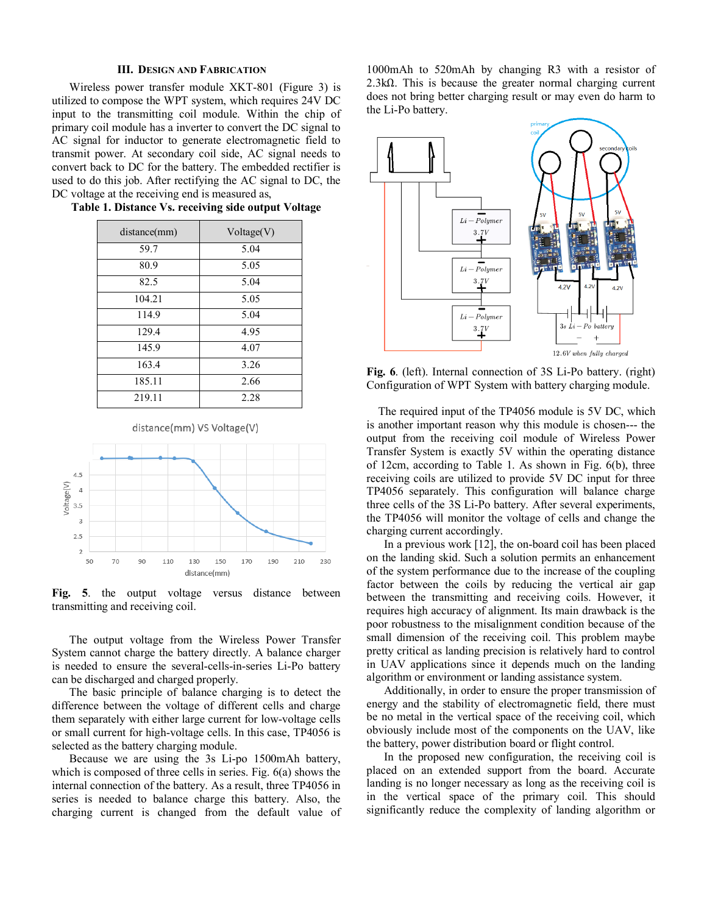## III. Design and Fabrication

Wireless power transfer module XKT-801 (Figure 3) is utilized to compose the WPT system, which requires 24V DC input to the transmitting coil module. Within the chip of primary coil module has a inverter to convert the DC signal to AC signal for inductor to generate electromagnetic field to transmit power. At secondary coil side, AC signal needs to convert back to DC for the battery. The embedded rectifier is used to do this job. After rectifying the AC signal to DC, the DC voltage at the receiving end is measured as,

**Table 1. Distance Vs. receiving side output Voltage**

| distance(mm) | Voltage(V) |
| --- | --- |
| 59.7 | 5.04 |
| 80.9 | 5.05 |
| 82.5 | 5.04 |
| 104.21 | 5.05 |
| 114.9 | 5.04 |
| 129.4 | 4.95 |
| 145.9 | 4.07 |
| 163.4 | 3.26 |
| 185.11 | 2.66 |
| 219.11 | 2.28 |

**Fig. 5**. the output voltage versus distance between transmitting and receiving coil.

The output voltage from the Wireless Power Transfer System cannot charge the battery directly. A balance charger is needed to ensure the several-cells-in-series Li-Po battery can be discharged and charged properly.

The basic principle of balance charging is to detect the difference between the voltage of different cells and charge them separately with either large current for low-voltage cells or small current for high-voltage cells. In this case, TP4056 is selected as the battery charging module.

Because we are using the 3s Li-po 1500mAh battery, which is composed of three cells in series. Fig. 6(a) shows the internal connection of the battery. As a result, three TP4056 in series is needed to balance charge this battery. Also, the charging current is changed from the default value of 1000mAh to 520mAh by changing R3 with a resistor of 2.3kΩ. This is because the greater normal charging current does not bring better charging result or may even do harm to the Li-Po battery.

**Fig. 6**. (left). Internal connection of 3S Li-Po battery. (right) Configuration of WPT System with battery charging module.

The required input of the TP4056 module is 5V DC, which is another important reason why this module is chosen--- the output from the receiving coil module of Wireless Power Transfer System is exactly 5V within the operating distance of 12cm, according to Table 1. As shown in Fig. 6(b), three receiving coils are utilized to provide 5V DC input for three TP4056 separately. This configuration will balance charge three cells of the 3S Li-Po battery. After several experiments, the TP4056 will monitor the voltage of cells and change the charging current accordingly.

In a previous work [12], the on-board coil has been placed on the landing skid. Such a solution permits an enhancement of the system performance due to the increase of the coupling factor between the coils by reducing the vertical air gap between the transmitting and receiving coils. However, it requires high accuracy of alignment. Its main drawback is the poor robustness to the misalignment condition because of the small dimension of the receiving coil. This problem maybe pretty critical as landing precision is relatively hard to control in UAV applications since it depends much on the landing algorithm or environment or landing assistance system.

Additionally, in order to ensure the proper transmission of energy and the stability of electromagnetic field, there must be no metal in the vertical space of the receiving coil, which obviously include most of the components on the UAV, like the battery, power distribution board or flight control.

In the proposed new configuration, the receiving coil is placed on an extended support from the board. Accurate landing is no longer necessary as long as the receiving coil is in the vertical space of the primary coil. This should significantly reduce the complexity of landing algorithm or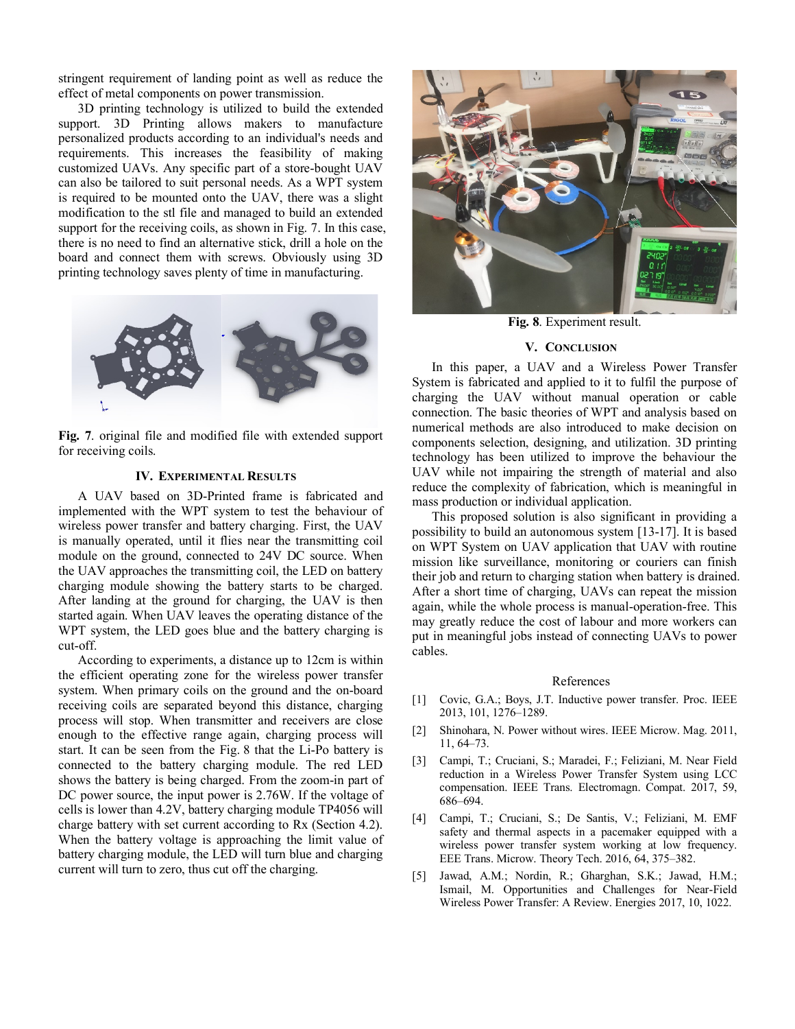stringent requirement of landing point as well as reduce the effect of metal components on power transmission.

3D printing technology is utilized to build the extended support. 3D Printing allows makers to manufacture personalized products according to an individual's needs and requirements. This increases the feasibility of making customized UAVs. Any specific part of a store-bought UAV can also be tailored to suit personal needs. As a WPT system is required to be mounted onto the UAV, there was a slight modification to the stl file and managed to build an extended support for the receiving coils, as shown in Fig. 7. In this case, there is no need to find an alternative stick, drill a hole on the board and connect them with screws. Obviously using 3D printing technology saves plenty of time in manufacturing.

**Fig. 7**. original file and modified file with extended support for receiving coils.

## IV. Experimental Results

A UAV based on 3D-Printed frame is fabricated and implemented with the WPT system to test the behaviour of wireless power transfer and battery charging. First, the UAV is manually operated, until it flies near the transmitting coil module on the ground, connected to 24V DC source. When the UAV approaches the transmitting coil, the LED on battery charging module showing the battery starts to be charged. After landing at the ground for charging, the UAV is then started again. When UAV leaves the operating distance of the WPT system, the LED goes blue and the battery charging is cut-off.

According to experiments, a distance up to 12cm is within the efficient operating zone for the wireless power transfer system. When primary coils on the ground and the on-board receiving coils are separated beyond this distance, charging process will stop. When transmitter and receivers are close enough to the effective range again, charging process will start. It can be seen from the Fig. 8 that the Li-Po battery is connected to the battery charging module. The red LED shows the battery is being charged. From the zoom-in part of DC power source, the input power is 2.76W. If the voltage of cells is lower than 4.2V, battery charging module TP4056 will charge battery with set current according to Rx (Section 4.2). When the battery voltage is approaching the limit value of battery charging module, the LED will turn blue and charging current will turn to zero, thus cut off the charging.

**Fig. 8**. Experiment result.

## V. Conclusion

In this paper, a UAV and a Wireless Power Transfer System is fabricated and applied to it to fulfil the purpose of charging the UAV without manual operation or cable connection. The basic theories of WPT and analysis based on numerical methods are also introduced to make decision on components selection, designing, and utilization. 3D printing technology has been utilized to improve the behaviour the UAV while not impairing the strength of material and also reduce the complexity of fabrication, which is meaningful in mass production or individual application.

This proposed solution is also significant in providing a possibility to build an autonomous system [13-17]. It is based on WPT System on UAV application that UAV with routine mission like surveillance, monitoring or couriers can finish their job and return to charging station when battery is drained. After a short time of charging, UAVs can repeat the mission again, while the whole process is manual-operation-free. This may greatly reduce the cost of labour and more workers can put in meaningful jobs instead of connecting UAVs to power cables.

### References

[1] Covic, G.A.; Boys, J.T. Inductive power transfer. Proc. IEEE 2013, 101, 1276–1289.

[2] Shinohara, N. Power without wires. IEEE Microw. Mag. 2011, 11, 64–73.

[3] Campi, T.; Cruciani, S.; Maradei, F.; Feliziani, M. Near Field reduction in a Wireless Power Transfer System using LCC compensation. IEEE Trans. Electromagn. Compat. 2017, 59, 686–694.

[4] Campi, T.; Cruciani, S.; De Santis, V.; Feliziani, M. EMF safety and thermal aspects in a pacemaker equipped with a wireless power transfer system working at low frequency. EEE Trans. Microw. Theory Tech. 2016, 64, 375–382.

[5] Jawad, A.M.; Nordin, R.; Gharghan, S.K.; Jawad, H.M.; Ismail, M. Opportunities and Challenges for Near-Field Wireless Power Transfer: A Review. Energies 2017, 10, 1022.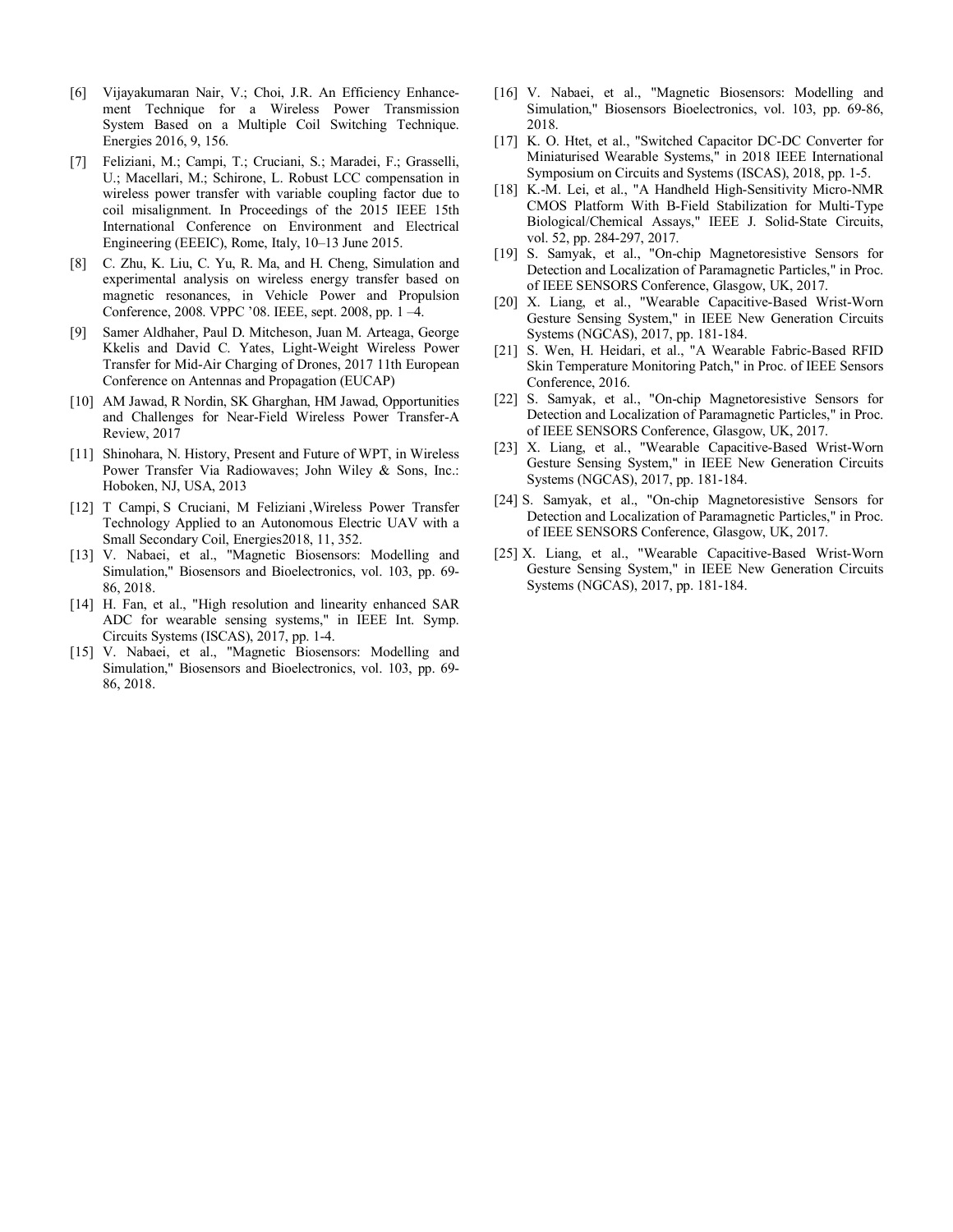[6] Vijayakumaran Nair, V.; Choi, J.R. An Efficiency Enhancement Technique for a Wireless Power Transmission System Based on a Multiple Coil Switching Technique. Energies 2016, 9, 156.

[7] Feliziani, M.; Campi, T.; Cruciani, S.; Maradei, F.; Grasselli, U.; Macellari, M.; Schirone, L. Robust LCC compensation in wireless power transfer with variable coupling factor due to coil misalignment. In Proceedings of the 2015 IEEE 15th International Conference on Environment and Electrical Engineering (EEEIC), Rome, Italy, 10–13 June 2015.

[8] C. Zhu, K. Liu, C. Yu, R. Ma, and H. Cheng, Simulation and experimental analysis on wireless energy transfer based on magnetic resonances, in Vehicle Power and Propulsion Conference, 2008. VPPC '08. IEEE, sept. 2008, pp. 1 –4.

[9] Samer Aldhaher, Paul D. Mitcheson, Juan M. Arteaga, George Kkelis and David C. Yates, Light-Weight Wireless Power Transfer for Mid-Air Charging of Drones, 2017 11th European Conference on Antennas and Propagation (EUCAP)

[10] AM Jawad, R Nordin, SK Gharghan, HM Jawad, Opportunities and Challenges for Near-Field Wireless Power Transfer-A Review, 2017

[11] Shinohara, N. History, Present and Future of WPT, in Wireless Power Transfer Via Radiowaves; John Wiley & Sons, Inc.: Hoboken, NJ, USA, 2013

[12] T Campi, S Cruciani, M Feliziani ,Wireless Power Transfer Technology Applied to an Autonomous Electric UAV with a Small Secondary Coil, Energies2018, 11, 352.

[13] V. Nabaei, et al., "Magnetic Biosensors: Modelling and Simulation," Biosensors and Bioelectronics, vol. 103, pp. 69-86, 2018.

[14] H. Fan, et al., "High resolution and linearity enhanced SAR ADC for wearable sensing systems," in IEEE Int. Symp. Circuits Systems (ISCAS), 2017, pp. 1-4.

[15] V. Nabaei, et al., "Magnetic Biosensors: Modelling and Simulation," Biosensors and Bioelectronics, vol. 103, pp. 69-86, 2018.

[16] V. Nabaei, et al., "Magnetic Biosensors: Modelling and Simulation," Biosensors Bioelectronics, vol. 103, pp. 69-86, 2018.

[17] K. O. Htet, et al., "Switched Capacitor DC-DC Converter for Miniaturised Wearable Systems," in 2018 IEEE International Symposium on Circuits and Systems (ISCAS), 2018, pp. 1-5.

[18] K.-M. Lei, et al., "A Handheld High-Sensitivity Micro-NMR CMOS Platform With B-Field Stabilization for Multi-Type Biological/Chemical Assays," IEEE J. Solid-State Circuits, vol. 52, pp. 284-297, 2017.

[19] S. Samyak, et al., "On-chip Magnetoresistive Sensors for Detection and Localization of Paramagnetic Particles," in Proc. of IEEE SENSORS Conference, Glasgow, UK, 2017.

[20] X. Liang, et al., "Wearable Capacitive-Based Wrist-Worn Gesture Sensing System," in IEEE New Generation Circuits Systems (NGCAS), 2017, pp. 181-184.

[21] S. Wen, H. Heidari, et al., "A Wearable Fabric-Based RFID Skin Temperature Monitoring Patch," in Proc. of IEEE Sensors Conference, 2016.

[22] S. Samyak, et al., "On-chip Magnetoresistive Sensors for Detection and Localization of Paramagnetic Particles," in Proc. of IEEE SENSORS Conference, Glasgow, UK, 2017.

[23] X. Liang, et al., "Wearable Capacitive-Based Wrist-Worn Gesture Sensing System," in IEEE New Generation Circuits Systems (NGCAS), 2017, pp. 181-184.

[24] S. Samyak, et al., "On-chip Magnetoresistive Sensors for Detection and Localization of Paramagnetic Particles," in Proc. of IEEE SENSORS Conference, Glasgow, UK, 2017.

[25] X. Liang, et al., "Wearable Capacitive-Based Wrist-Worn Gesture Sensing System," in IEEE New Generation Circuits Systems (NGCAS), 2017, pp. 181-184.